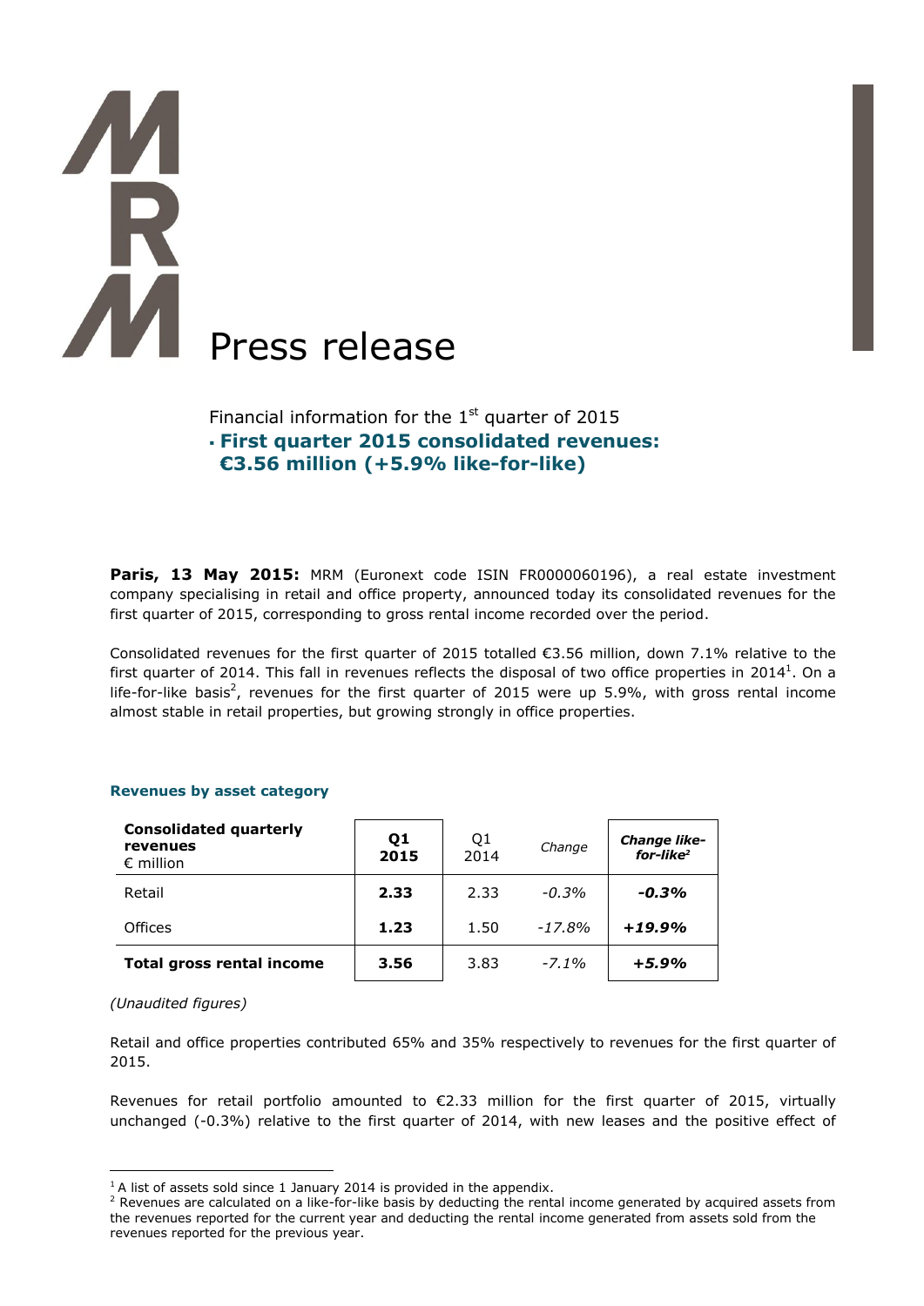# Press release

Financial information for the 1st quarter of 2015

- **First quarter 2015 consolidated revenues: €3.56 million (+5.9% like-for-like)**

**Paris, 13 May 2015:** MRM (Euronext code ISIN FR0000060196), a real estate investment company specialising in retail and office property, announced today its consolidated revenues for the first quarter of 2015, corresponding to gross rental income recorded over the period.

Consolidated revenues for the first quarter of 2015 totalled €3.56 million, down 7.1% relative to the first quarter of 2014. This fall in revenues reflects the disposal of two office properties in 2014[1]. On a life-for-like basis[2], revenues for the first quarter of 2015 were up 5.9%, with gross rental income almost stable in retail properties, but growing strongly in office properties.

### Revenues by asset category

| **Consolidated quarterly revenues** € million | **Q1 2015** | Q1 2014 | *Change* | ***Change like-for-like***[2] |
|---|---|---|---|---|
| Retail | **2.33** | 2.33 | *-0.3%* | ***-0.3%*** |
| Offices | **1.23** | 1.50 | *-17.8%* | ***+19.9%*** |
| **Total gross rental income** | **3.56** | 3.83 | *-7.1%* | ***+5.9%*** |

*(Unaudited figures)*

Retail and office properties contributed 65% and 35% respectively to revenues for the first quarter of 2015.

Revenues for retail portfolio amounted to €2.33 million for the first quarter of 2015, virtually unchanged (-0.3%) relative to the first quarter of 2014, with new leases and the positive effect of

---

[1] A list of assets sold since 1 January 2014 is provided in the appendix.

[2] Revenues are calculated on a like-for-like basis by deducting the rental income generated by acquired assets from the revenues reported for the current year and deducting the rental income generated from assets sold from the revenues reported for the previous year.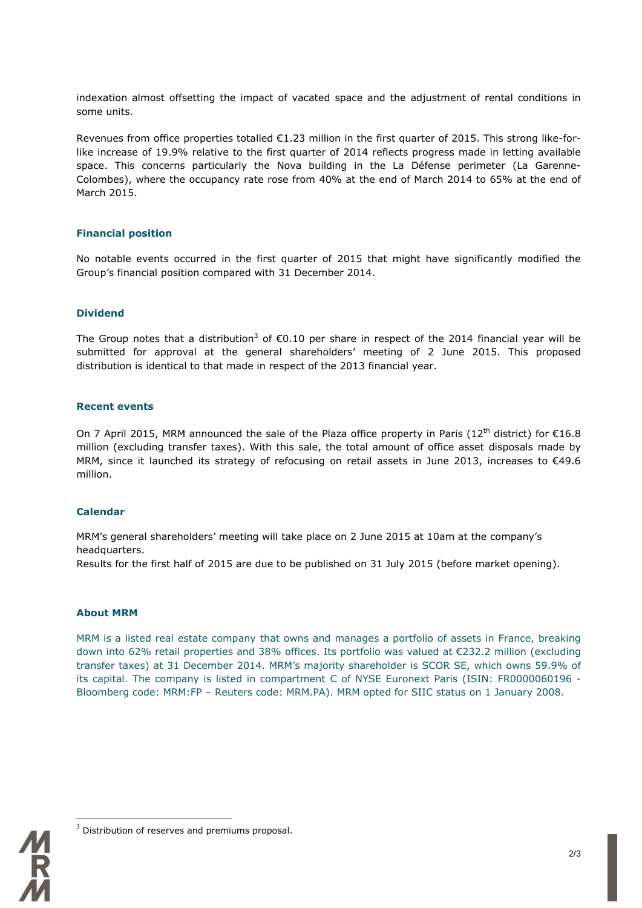indexation almost offsetting the impact of vacated space and the adjustment of rental conditions in some units.

Revenues from office properties totalled €1.23 million in the first quarter of 2015. This strong like-for-like increase of 19.9% relative to the first quarter of 2014 reflects progress made in letting available space. This concerns particularly the Nova building in the La Défense perimeter (La Garenne-Colombes), where the occupancy rate rose from 40% at the end of March 2014 to 65% at the end of March 2015.

### Financial position

No notable events occurred in the first quarter of 2015 that might have significantly modified the Group's financial position compared with 31 December 2014.

### Dividend

The Group notes that a distribution[3] of €0.10 per share in respect of the 2014 financial year will be submitted for approval at the general shareholders' meeting of 2 June 2015. This proposed distribution is identical to that made in respect of the 2013 financial year.

### Recent events

On 7 April 2015, MRM announced the sale of the Plaza office property in Paris (12th district) for €16.8 million (excluding transfer taxes). With this sale, the total amount of office asset disposals made by MRM, since it launched its strategy of refocusing on retail assets in June 2013, increases to €49.6 million.

### Calendar

MRM's general shareholders' meeting will take place on 2 June 2015 at 10am at the company's headquarters.
Results for the first half of 2015 are due to be published on 31 July 2015 (before market opening).

### About MRM

MRM is a listed real estate company that owns and manages a portfolio of assets in France, breaking down into 62% retail properties and 38% offices. Its portfolio was valued at €232.2 million (excluding transfer taxes) at 31 December 2014. MRM's majority shareholder is SCOR SE, which owns 59.9% of its capital. The company is listed in compartment C of NYSE Euronext Paris (ISIN: FR0000060196 - Bloomberg code: MRM:FP – Reuters code: MRM.PA). MRM opted for SIIC status on 1 January 2008.

---

[3] Distribution of reserves and premiums proposal.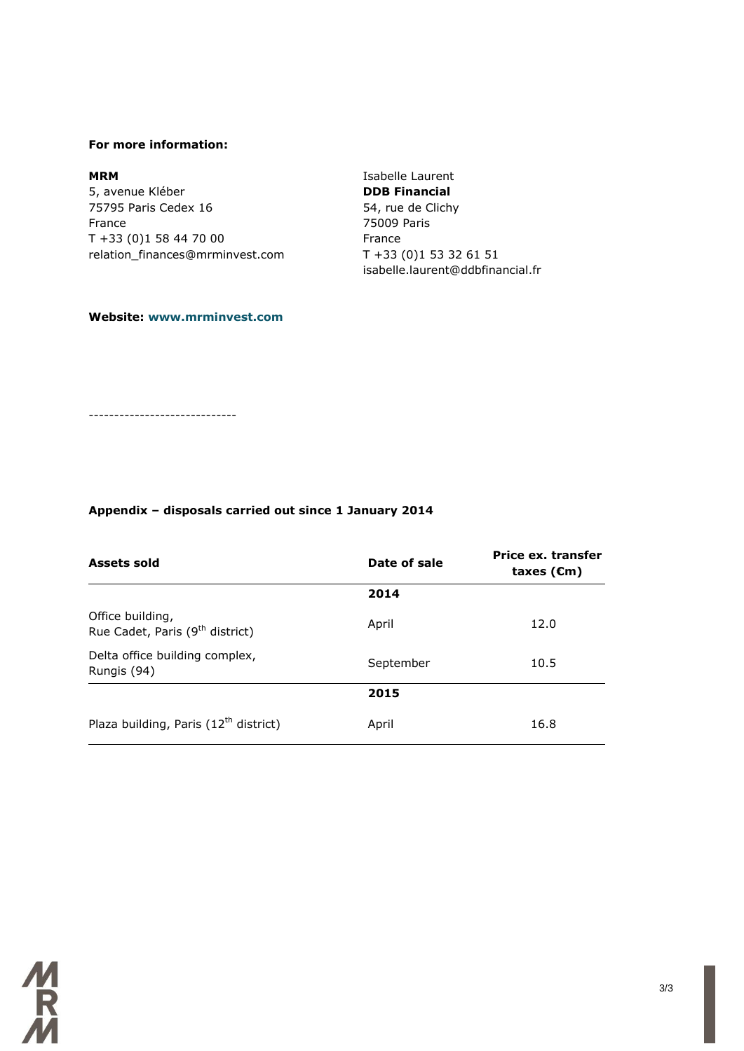**For more information:**

**MRM**
5, avenue Kléber
75795 Paris Cedex 16
France
T +33 (0)1 58 44 70 00
relation_finances@mrminvest.com

Isabelle Laurent
**DDB Financial**
54, rue de Clichy
75009 Paris
France
T +33 (0)1 53 32 61 51
isabelle.laurent@ddbfinancial.fr

**Website: www.mrminvest.com**

----------------------------

**Appendix – disposals carried out since 1 January 2014**

| Assets sold | Date of sale | Price ex. transfer taxes (€m) |
|---|---|---|
| | **2014** | |
| Office building, Rue Cadet, Paris (9th district) | April | 12.0 |
| Delta office building complex, Rungis (94) | September | 10.5 |
| | **2015** | |
| Plaza building, Paris (12th district) | April | 16.8 |